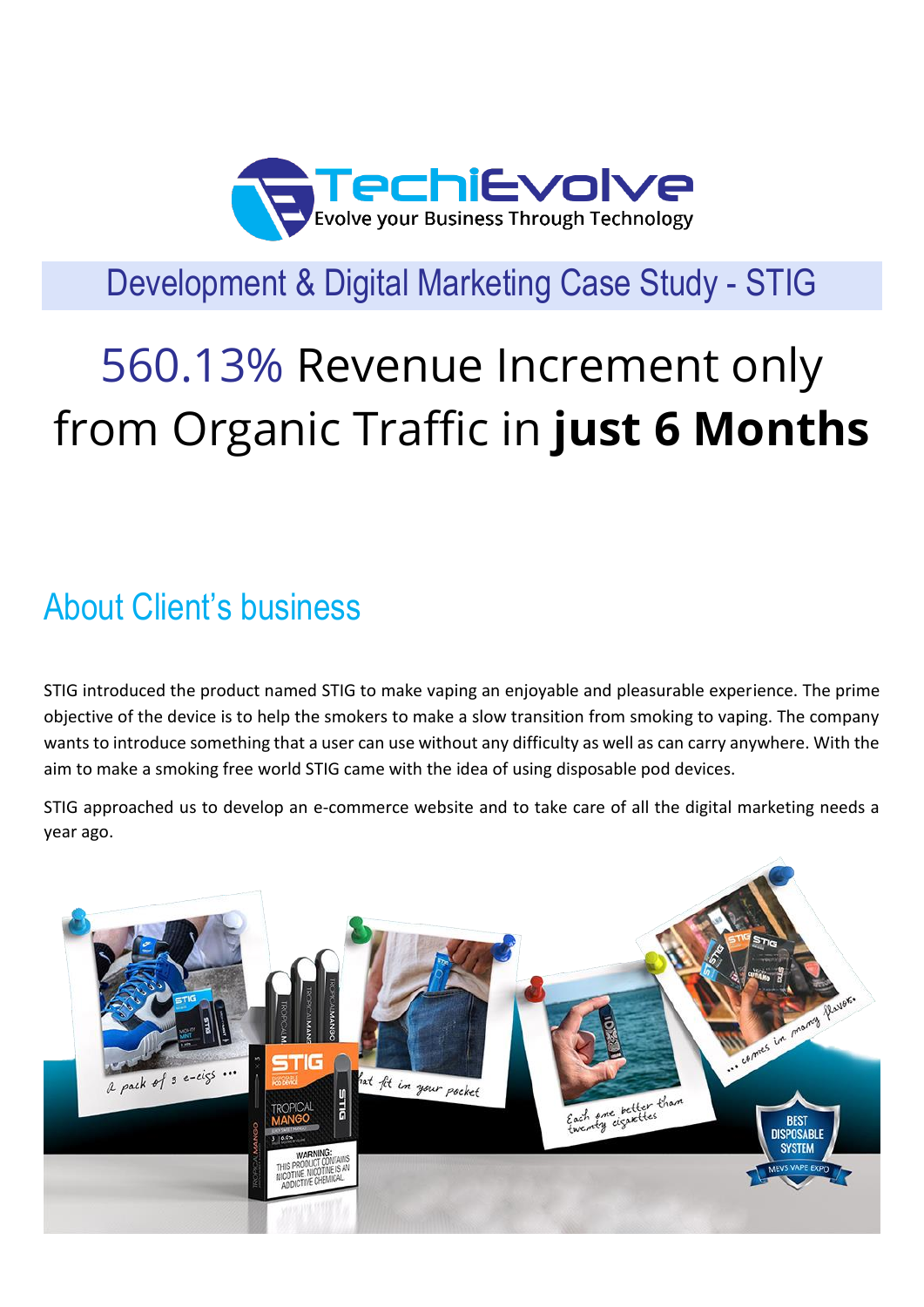TechiEvolve
Evolve your Business Through Technology

## Development & Digital Marketing Case Study - STIG

# 560.13% Revenue Increment only from Organic Traffic in **just 6 Months**

## About Client's business

STIG introduced the product named STIG to make vaping an enjoyable and pleasurable experience. The prime objective of the device is to help the smokers to make a slow transition from smoking to vaping. The company wants to introduce something that a user can use without any difficulty as well as can carry anywhere. With the aim to make a smoking free world STIG came with the idea of using disposable pod devices.

STIG approached us to develop an e-commerce website and to take care of all the digital marketing needs a year ago.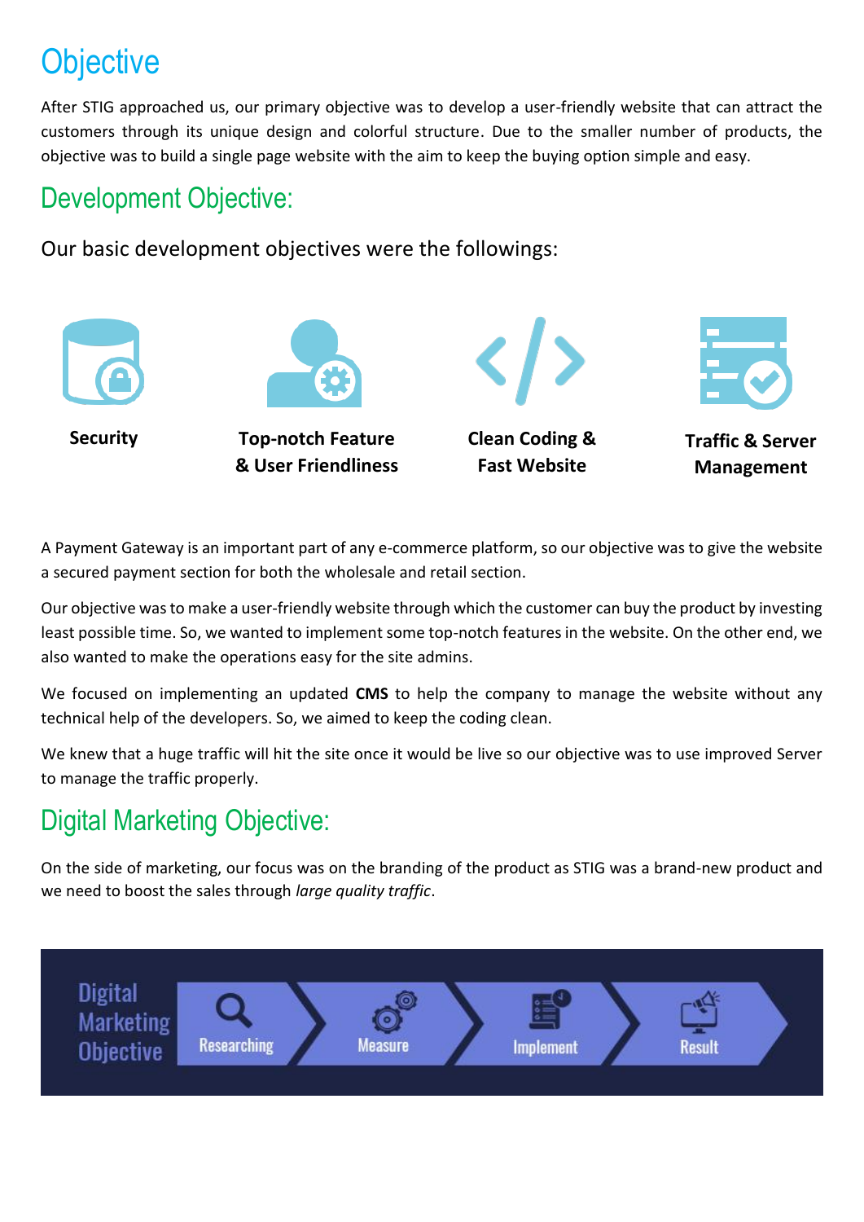# Objective

After STIG approached us, our primary objective was to develop a user-friendly website that can attract the customers through its unique design and colorful structure. Due to the smaller number of products, the objective was to build a single page website with the aim to keep the buying option simple and easy.

## Development Objective:

Our basic development objectives were the followings:

**Security**

**Top-notch Feature & User Friendliness**

**Clean Coding & Fast Website**

**Traffic & Server Management**

A Payment Gateway is an important part of any e-commerce platform, so our objective was to give the website a secured payment section for both the wholesale and retail section.

Our objective was to make a user-friendly website through which the customer can buy the product by investing least possible time. So, we wanted to implement some top-notch features in the website. On the other end, we also wanted to make the operations easy for the site admins.

We focused on implementing an updated **CMS** to help the company to manage the website without any technical help of the developers. So, we aimed to keep the coding clean.

We knew that a huge traffic will hit the site once it would be live so our objective was to use improved Server to manage the traffic properly.

## Digital Marketing Objective:

On the side of marketing, our focus was on the branding of the product as STIG was a brand-new product and we need to boost the sales through *large quality traffic*.

Digital Marketing Objective: Researching → Measure → Implement → Result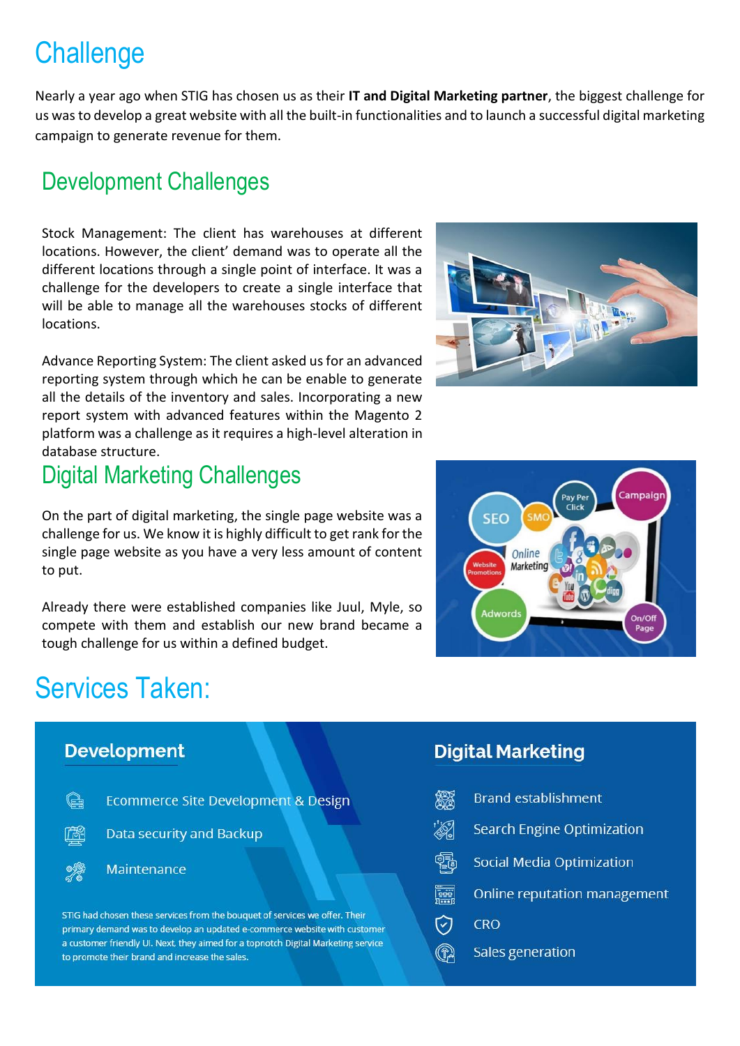# Challenge

Nearly a year ago when STIG has chosen us as their **IT and Digital Marketing partner**, the biggest challenge for us was to develop a great website with all the built-in functionalities and to launch a successful digital marketing campaign to generate revenue for them.

## Development Challenges

Stock Management: The client has warehouses at different locations. However, the client' demand was to operate all the different locations through a single point of interface. It was a challenge for the developers to create a single interface that will be able to manage all the warehouses stocks of different locations.

Advance Reporting System: The client asked us for an advanced reporting system through which he can be enable to generate all the details of the inventory and sales. Incorporating a new report system with advanced features within the Magento 2 platform was a challenge as it requires a high-level alteration in database structure.

## Digital Marketing Challenges

On the part of digital marketing, the single page website was a challenge for us. We know it is highly difficult to get rank for the single page website as you have a very less amount of content to put.

Already there were established companies like Juul, Myle, so compete with them and establish our new brand became a tough challenge for us within a defined budget.

# Services Taken:

### Development

- Ecommerce Site Development & Design
- Data security and Backup
- Maintenance

STIG had chosen these services from the bouquet of services we offer. Their primary demand was to develop an updated e-commerce website with customer a customer friendly UI. Next, they aimed for a topnotch Digital Marketing service to promote their brand and increase the sales.

### Digital Marketing

- Brand establishment
- Search Engine Optimization
- Social Media Optimization
- Online reputation management
- CRO
- Sales generation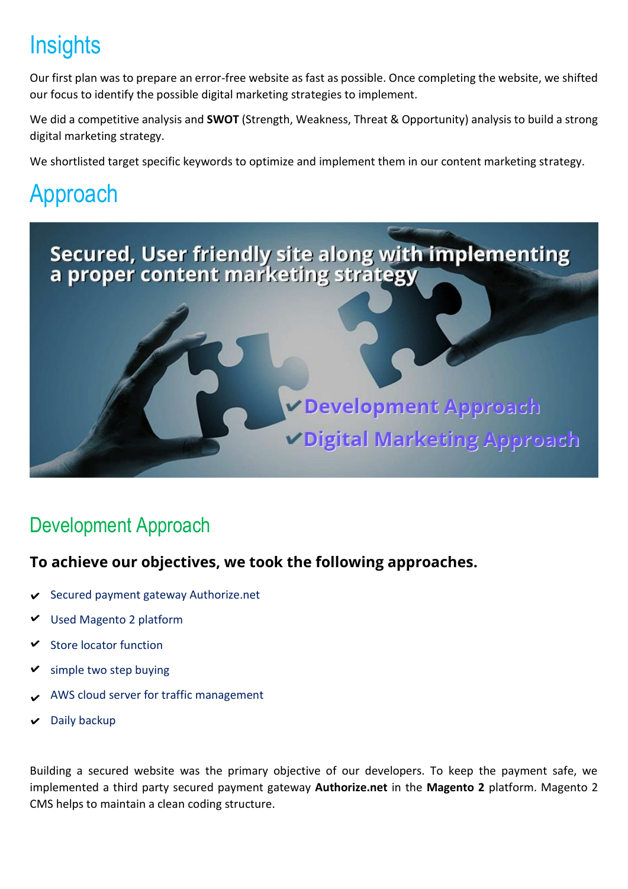# Insights

Our first plan was to prepare an error-free website as fast as possible. Once completing the website, we shifted our focus to identify the possible digital marketing strategies to implement.

We did a competitive analysis and **SWOT** (Strength, Weakness, Threat & Opportunity) analysis to build a strong digital marketing strategy.

We shortlisted target specific keywords to optimize and implement them in our content marketing strategy.

# Approach

Secured, User friendly site along with implementing a proper content marketing strategy

✔ Development Approach

✔ Digital Marketing Approach

## Development Approach

### To achieve our objectives, we took the following approaches.

- ✔ Secured payment gateway Authorize.net
- ✔ Used Magento 2 platform
- ✔ Store locator function
- ✔ simple two step buying
- ✔ AWS cloud server for traffic management
- ✔ Daily backup

Building a secured website was the primary objective of our developers. To keep the payment safe, we implemented a third party secured payment gateway **Authorize.net** in the **Magento 2** platform. Magento 2 CMS helps to maintain a clean coding structure.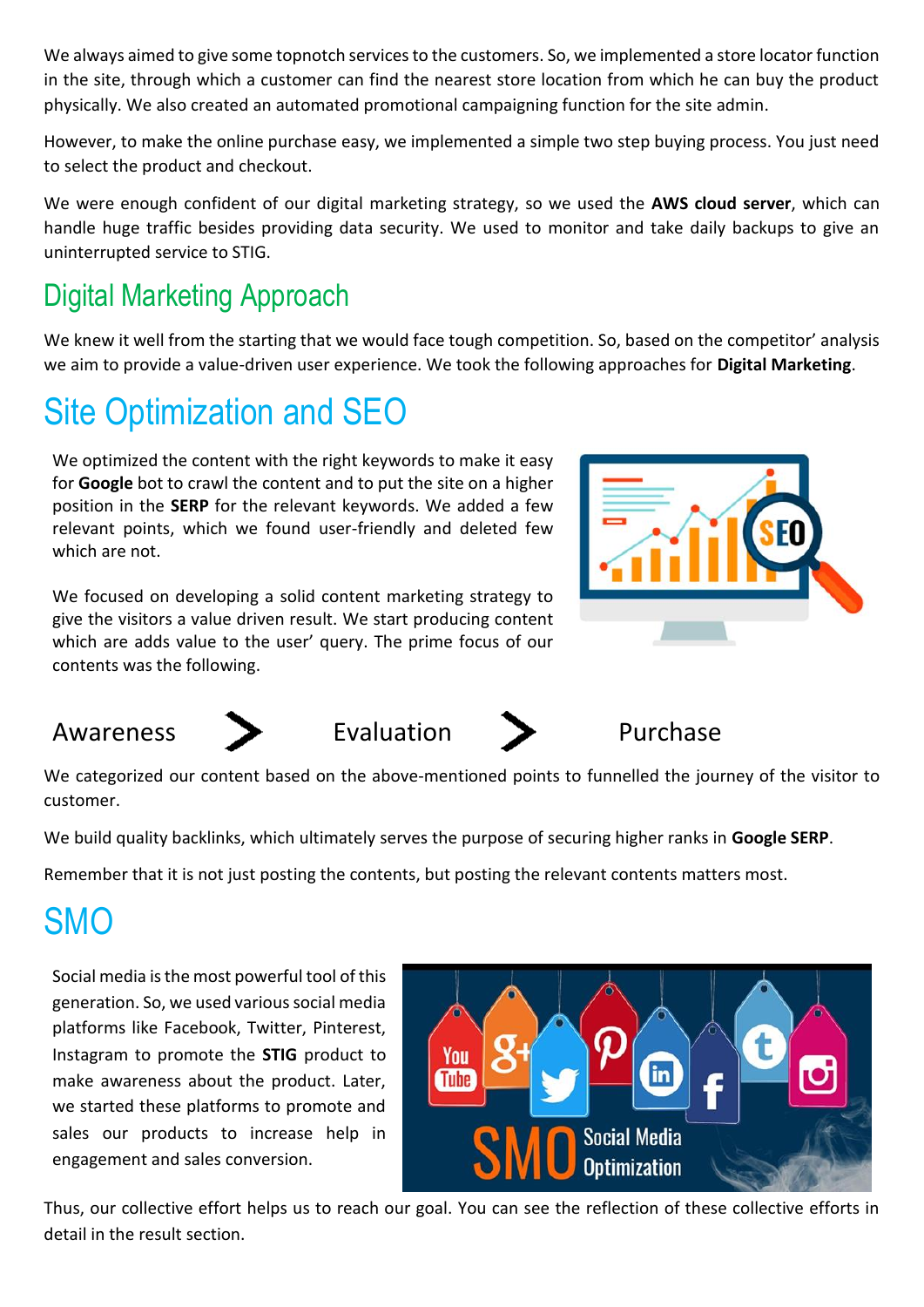We always aimed to give some topnotch services to the customers. So, we implemented a store locator function in the site, through which a customer can find the nearest store location from which he can buy the product physically. We also created an automated promotional campaigning function for the site admin.

However, to make the online purchase easy, we implemented a simple two step buying process. You just need to select the product and checkout.

We were enough confident of our digital marketing strategy, so we used the **AWS cloud server**, which can handle huge traffic besides providing data security. We used to monitor and take daily backups to give an uninterrupted service to STIG.

## Digital Marketing Approach

We knew it well from the starting that we would face tough competition. So, based on the competitor' analysis we aim to provide a value-driven user experience. We took the following approaches for **Digital Marketing**.

# Site Optimization and SEO

We optimized the content with the right keywords to make it easy for **Google** bot to crawl the content and to put the site on a higher position in the **SERP** for the relevant keywords. We added a few relevant points, which we found user-friendly and deleted few which are not.

We focused on developing a solid content marketing strategy to give the visitors a value driven result. We start producing content which are adds value to the user' query. The prime focus of our contents was the following.

Awareness > Evaluation > Purchase

We categorized our content based on the above-mentioned points to funnelled the journey of the visitor to customer.

We build quality backlinks, which ultimately serves the purpose of securing higher ranks in **Google SERP**.

Remember that it is not just posting the contents, but posting the relevant contents matters most.

# SMO

Social media is the most powerful tool of this generation. So, we used various social media platforms like Facebook, Twitter, Pinterest, Instagram to promote the **STIG** product to make awareness about the product. Later, we started these platforms to promote and sales our products to increase help in engagement and sales conversion.

Thus, our collective effort helps us to reach our goal. You can see the reflection of these collective efforts in detail in the result section.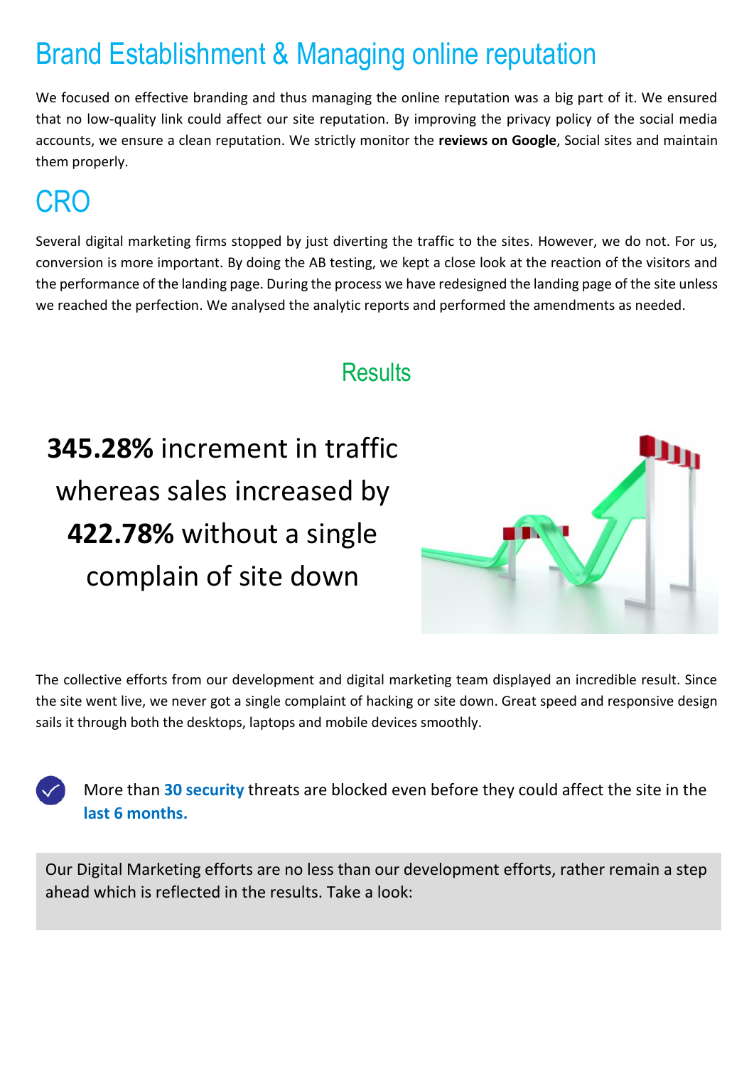# Brand Establishment & Managing online reputation

We focused on effective branding and thus managing the online reputation was a big part of it. We ensured that no low-quality link could affect our site reputation. By improving the privacy policy of the social media accounts, we ensure a clean reputation. We strictly monitor the **reviews on Google**, Social sites and maintain them properly.

# CRO

Several digital marketing firms stopped by just diverting the traffic to the sites. However, we do not. For us, conversion is more important. By doing the AB testing, we kept a close look at the reaction of the visitors and the performance of the landing page. During the process we have redesigned the landing page of the site unless we reached the perfection. We analysed the analytic reports and performed the amendments as needed.

## Results

**345.28%** increment in traffic whereas sales increased by **422.78%** without a single complain of site down

The collective efforts from our development and digital marketing team displayed an incredible result. Since the site went live, we never got a single complaint of hacking or site down. Great speed and responsive design sails it through both the desktops, laptops and mobile devices smoothly.

- More than **30 security** threats are blocked even before they could affect the site in the **last 6 months.**

Our Digital Marketing efforts are no less than our development efforts, rather remain a step ahead which is reflected in the results. Take a look: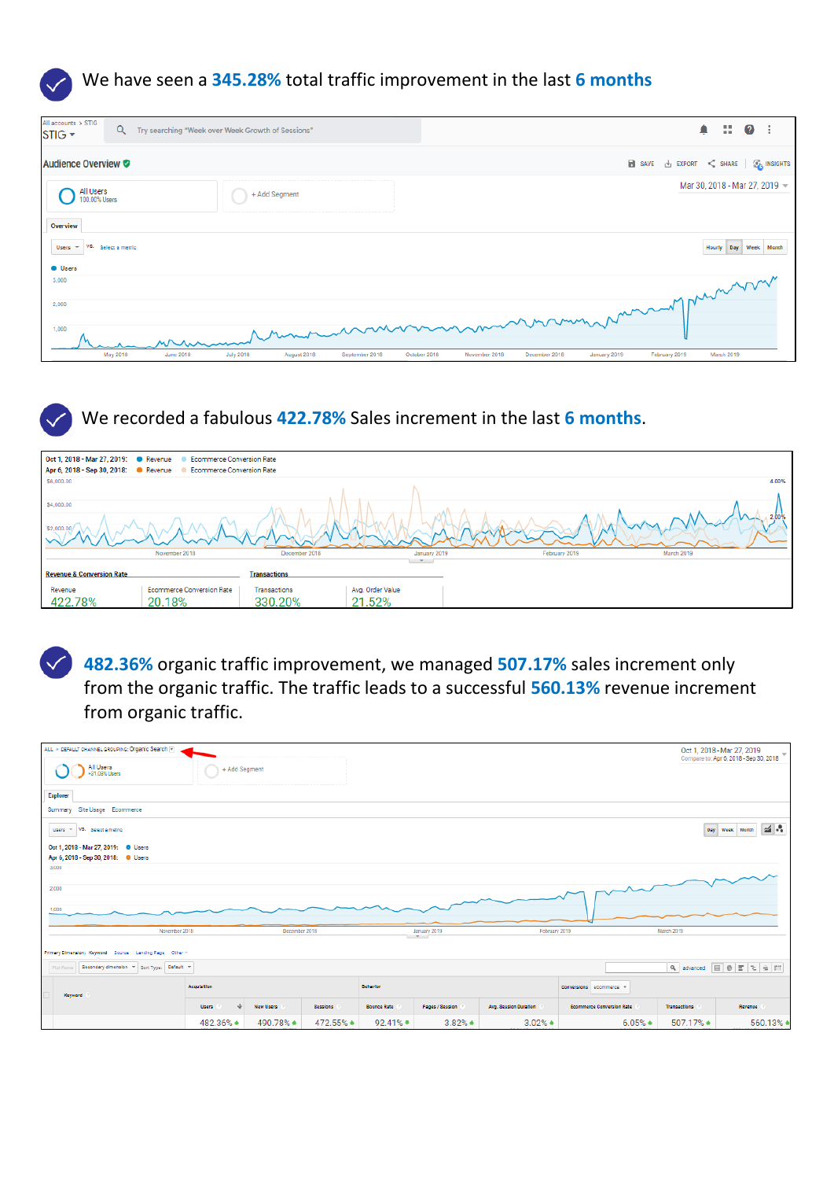We have seen a **345.28%** total traffic improvement in the last **6 months**

We recorded a fabulous **422.78%** Sales increment in the last **6 months**.

**482.36%** organic traffic improvement, we managed **507.17%** sales increment only from the organic traffic. The traffic leads to a successful **560.13%** revenue increment from organic traffic.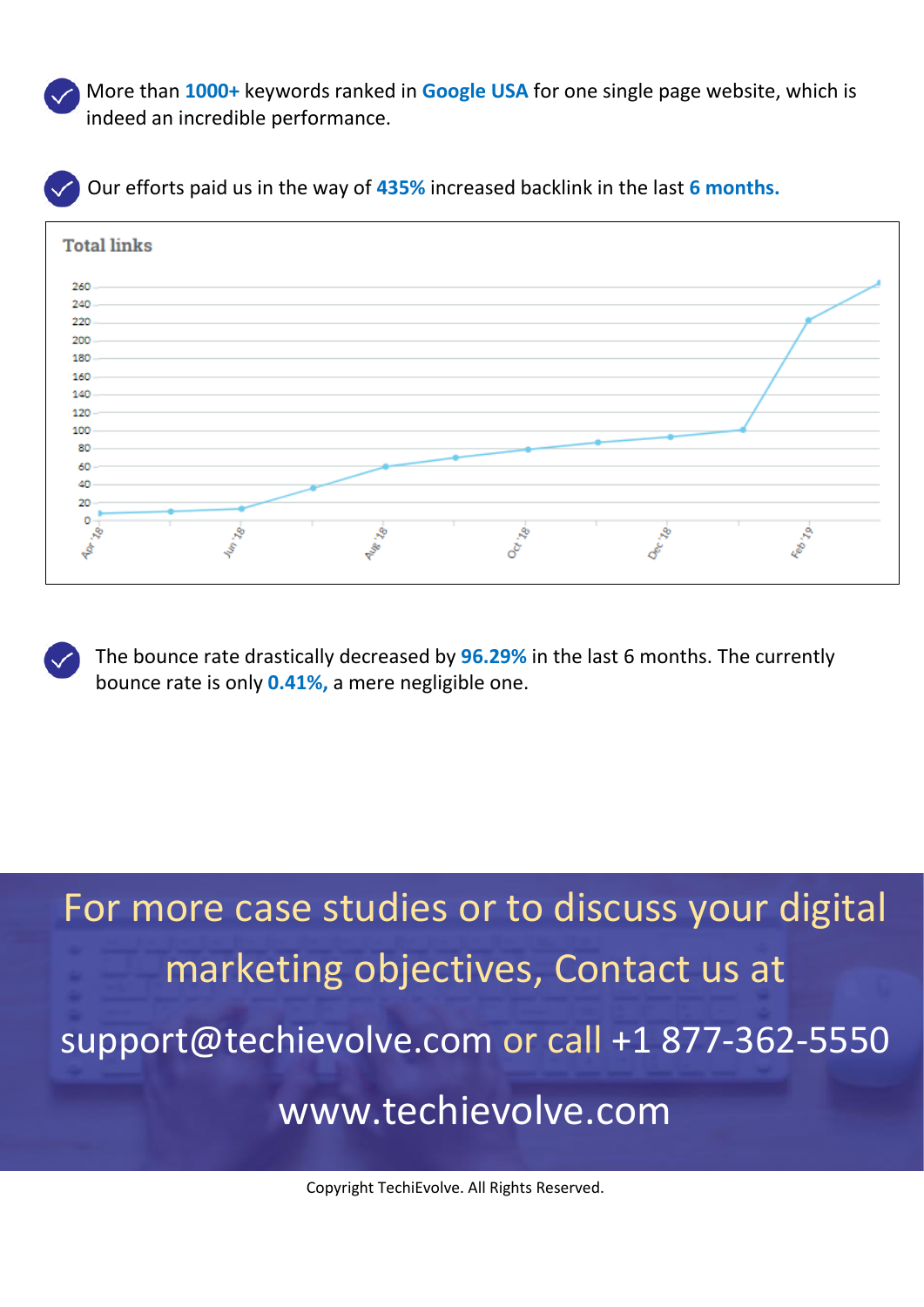- More than **1000+** keywords ranked in **Google USA** for one single page website, which is indeed an incredible performance.

- Our efforts paid us in the way of **435%** increased backlink in the last **6 months.**

Total links

260
240
220
200
180
160
140
120
100
80
60
40
20
0

Apr '18
Jun '18
Aug '18
Oct '18
Dec '18
Feb '19

- The bounce rate drastically decreased by **96.29%** in the last 6 months. The currently bounce rate is only **0.41%,** a mere negligible one.

For more case studies or to discuss your digital marketing objectives, Contact us at

support@techievolve.com or call +1 877-362-5550

www.techievolve.com

Copyright TechiEvolve. All Rights Reserved.